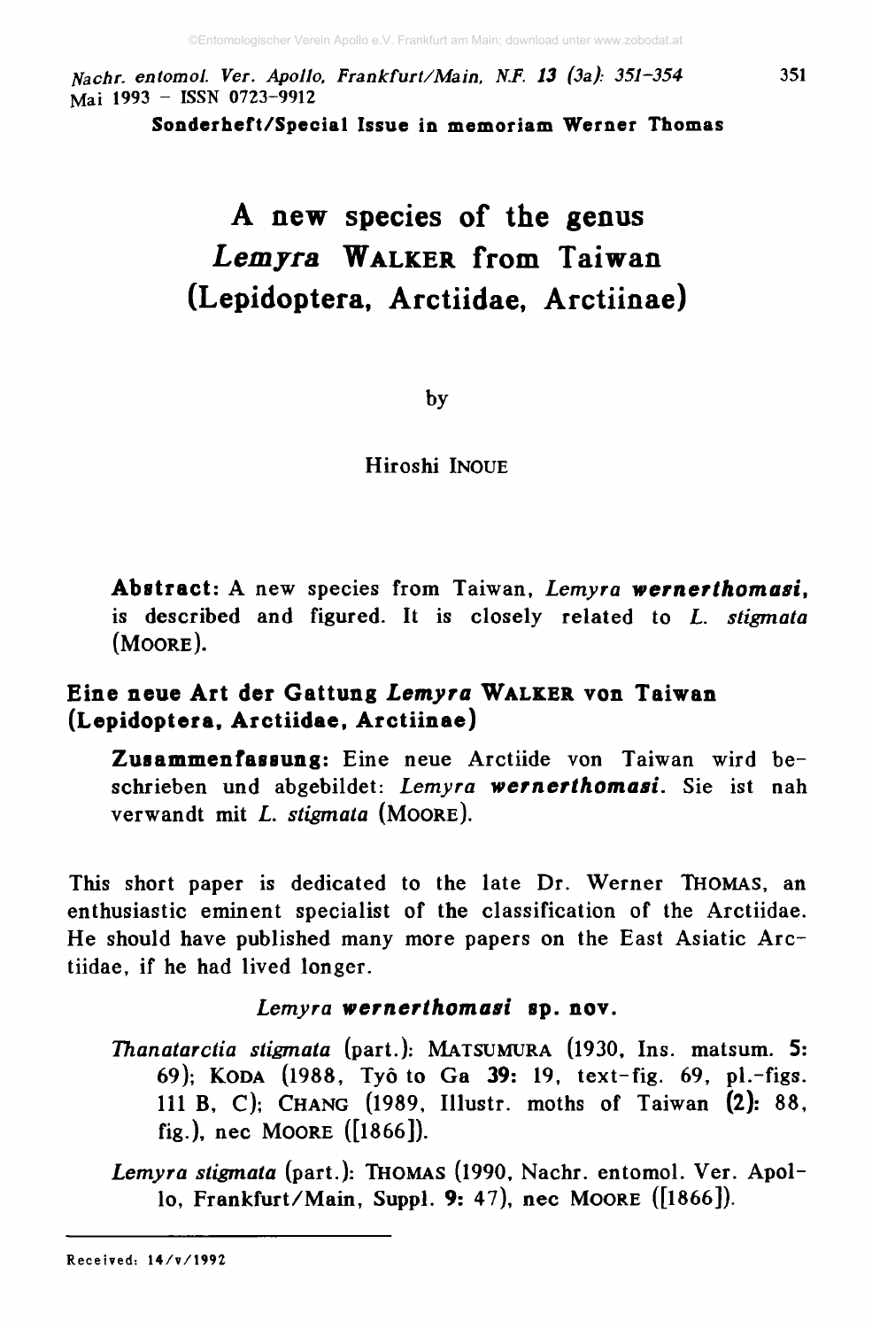Sonderheft/Special Issue in memoriam Werner Thomas

# A new species of the genus *Lemyra* WALKER from Taiwan (Lepidoptera, Arctiidae, Arctiinae)

by

Hiroshi INOUE

**Abstract:** A new species from Taiwan, *Lemyra* ***wernerthomasi***, is described and figured. It is closely related to *L. stigmata* (MOORE).

## Eine neue Art der Gattung *Lemyra* WALKER von Taiwan (Lepidoptera, Arctiidae, Arctiinae)

**Zusammenfassung:** Eine neue Arctiide von Taiwan wird beschrieben und abgebildet: *Lemyra* ***wernerthomasi***. Sie ist nah verwandt mit *L. stigmata* (MOORE).

This short paper is dedicated to the late Dr. Werner THOMAS, an enthusiastic eminent specialist of the classification of the Arctiidae. He should have published many more papers on the East Asiatic Arctiidae, if he had lived longer.

### *Lemyra* ***wernerthomasi*** **sp. nov.**

*Thanatarctia stigmata* (part.): MATSUMURA (1930, Ins. matsum. **5:** 69); KODA (1988, Tyô to Ga **39:** 19, text-fig. 69, pl.-figs. 111 B, C); CHANG (1989, Illustr. moths of Taiwan **(2):** 88, fig.), nec MOORE ([1866]).

*Lemyra stigmata* (part.): THOMAS (1990, Nachr. entomol. Ver. Apollo, Frankfurt/Main, Suppl. **9:** 47), nec MOORE ([1866]).

---

Received: 14/v/1992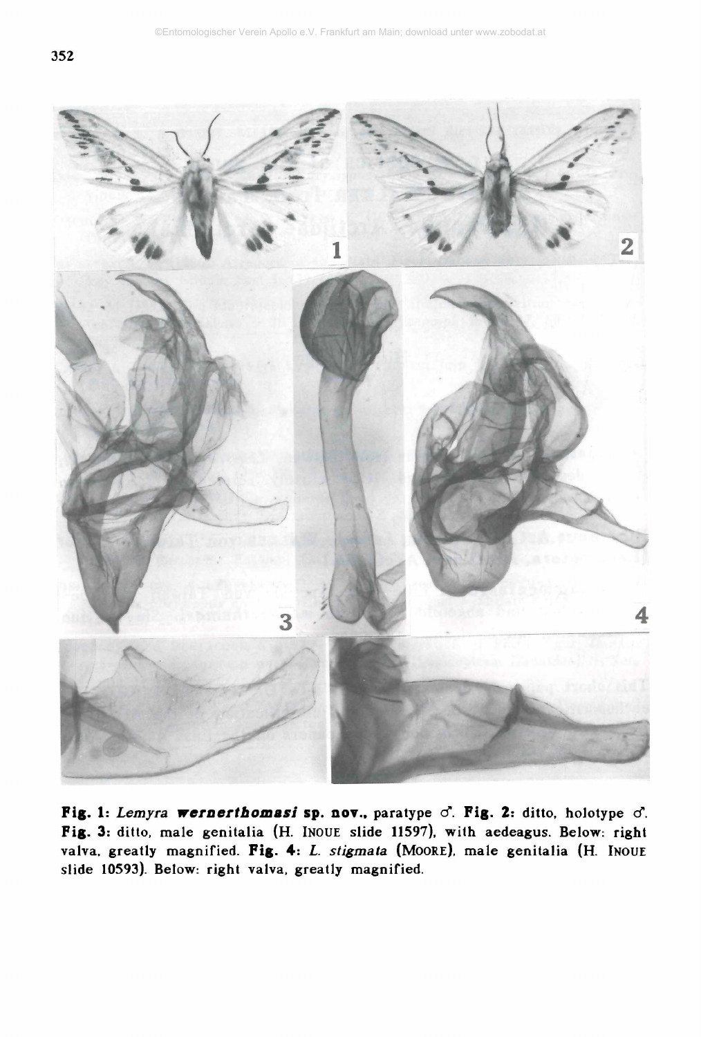**Fig. 1:** *Lemyra* **wernerthomasi sp. nov.**, paratype ♂. **Fig. 2:** ditto, holotype ♂. **Fig. 3:** ditto, male genitalia (H. INOUE slide 11597), with aedeagus. Below: right valva, greatly magnified. **Fig. 4:** *L. stigmata* (MOORE), male genitalia (H. INOUE slide 10593). Below: right valva, greatly magnified.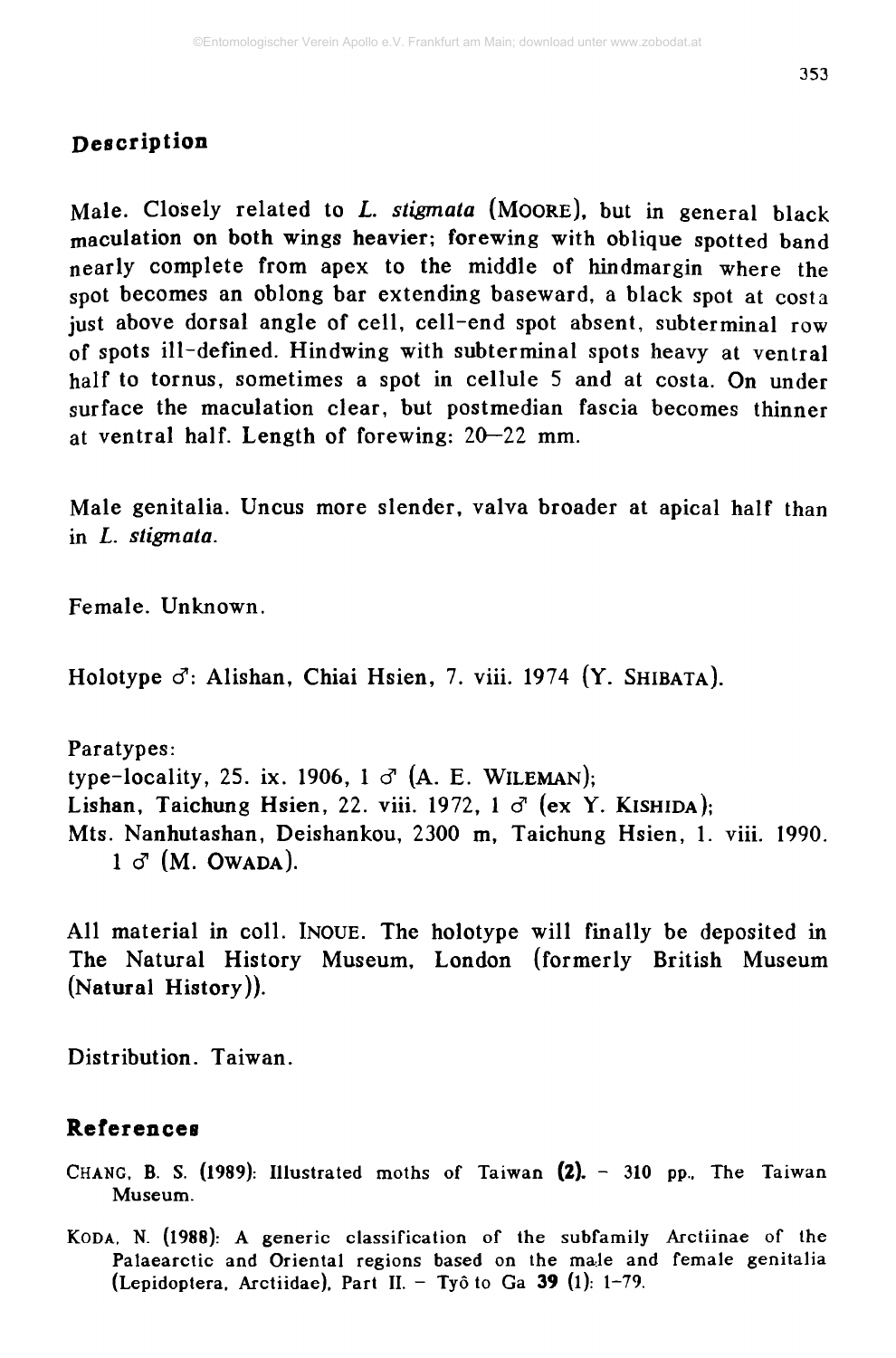## Description

Male. Closely related to *L. stigmata* (MOORE), but in general black maculation on both wings heavier; forewing with oblique spotted band nearly complete from apex to the middle of hindmargin where the spot becomes an oblong bar extending baseward, a black spot at costa just above dorsal angle of cell, cell-end spot absent, subterminal row of spots ill-defined. Hindwing with subterminal spots heavy at ventral half to tornus, sometimes a spot in cellule 5 and at costa. On under surface the maculation clear, but postmedian fascia becomes thinner at ventral half. Length of forewing: 20–22 mm.

Male genitalia. Uncus more slender, valva broader at apical half than in *L. stigmata*.

Female. Unknown.

Holotype ♂: Alishan, Chiai Hsien, 7. viii. 1974 (Y. SHIBATA).

Paratypes:
type-locality, 25. ix. 1906, 1 ♂ (A. E. WILEMAN);
Lishan, Taichung Hsien, 22. viii. 1972, 1 ♂ (ex Y. KISHIDA);
Mts. Nanhutashan, Deishankou, 2300 m, Taichung Hsien, 1. viii. 1990. 1 ♂ (M. OWADA).

All material in coll. INOUE. The holotype will finally be deposited in The Natural History Museum, London (formerly British Museum (Natural History)).

Distribution. Taiwan.

## References

CHANG, B. S. (1989): Illustrated moths of Taiwan **(2)**. – 310 pp., The Taiwan Museum.

KODA, N. (1988): A generic classification of the subfamily Arctiinae of the Palaearctic and Oriental regions based on the male and female genitalia (Lepidoptera, Arctiidae), Part II. – Tyô to Ga **39** (1): 1–79.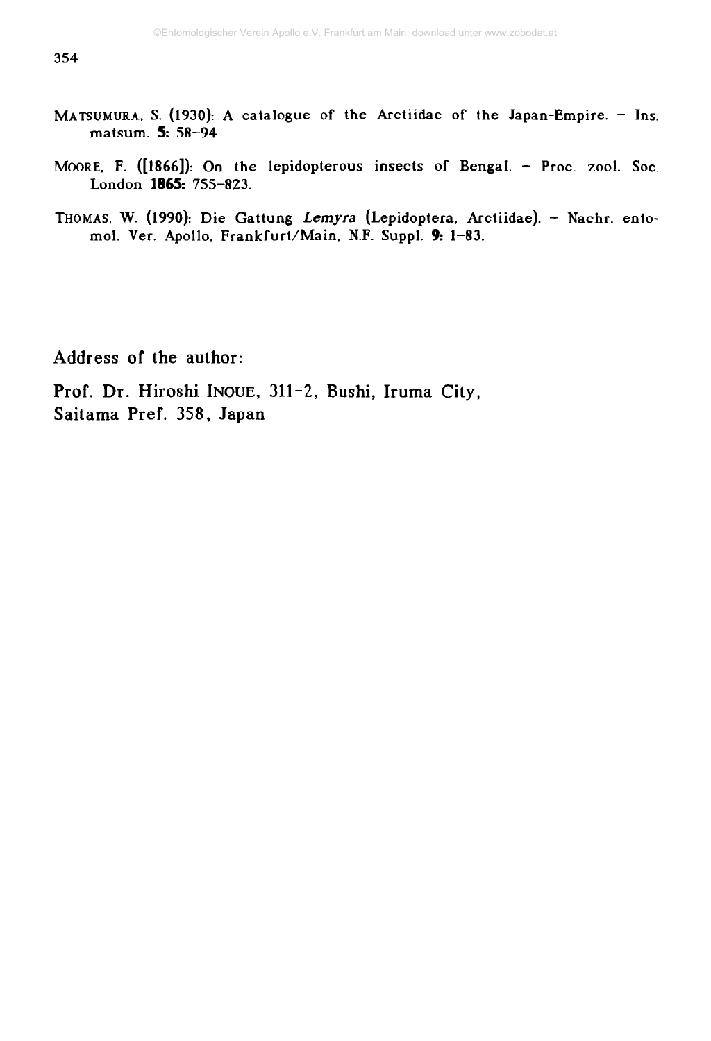MATSUMURA, S. (1930): A catalogue of the Arctiidae of the Japan-Empire. – Ins. matsum. **5**: 58–94.

MOORE, F. ([1866]): On the lepidopterous insects of Bengal. – Proc. zool. Soc. London **1865**: 755–823.

THOMAS, W. (1990): Die Gattung *Lemyra* (Lepidoptera, Arctiidae). – Nachr. entomol. Ver. Apollo, Frankfurt/Main, N.F. Suppl. **9**: 1–83.

Address of the author:

Prof. Dr. Hiroshi INOUE, 311-2, Bushi, Iruma City, Saitama Pref. 358, Japan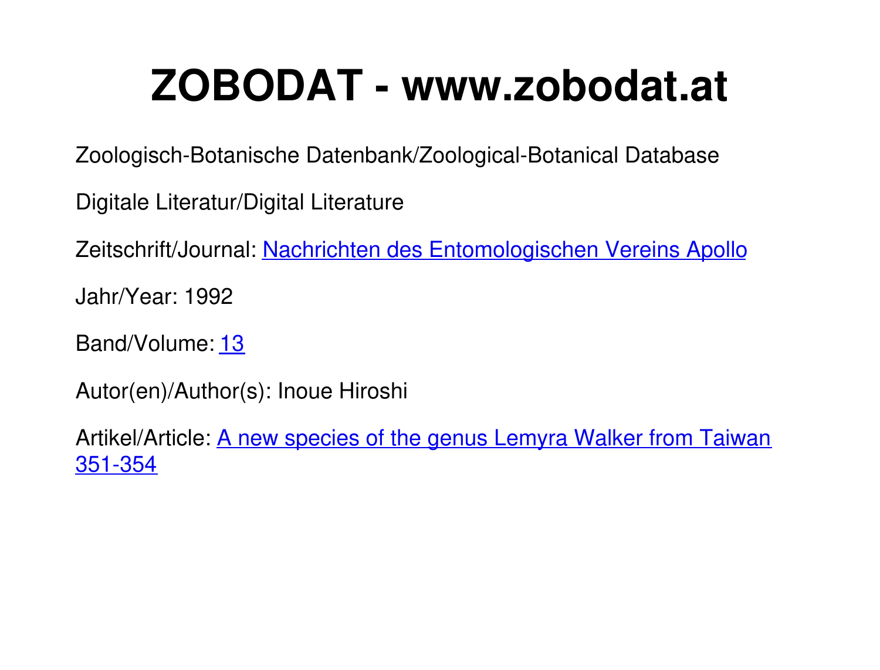# ZOBODAT - www.zobodat.at

Zoologisch-Botanische Datenbank/Zoological-Botanical Database

Digitale Literatur/Digital Literature

Zeitschrift/Journal: Nachrichten des Entomologischen Vereins Apollo

Jahr/Year: 1992

Band/Volume: 13

Autor(en)/Author(s): Inoue Hiroshi

Artikel/Article: A new species of the genus Lemyra Walker from Taiwan 351-354